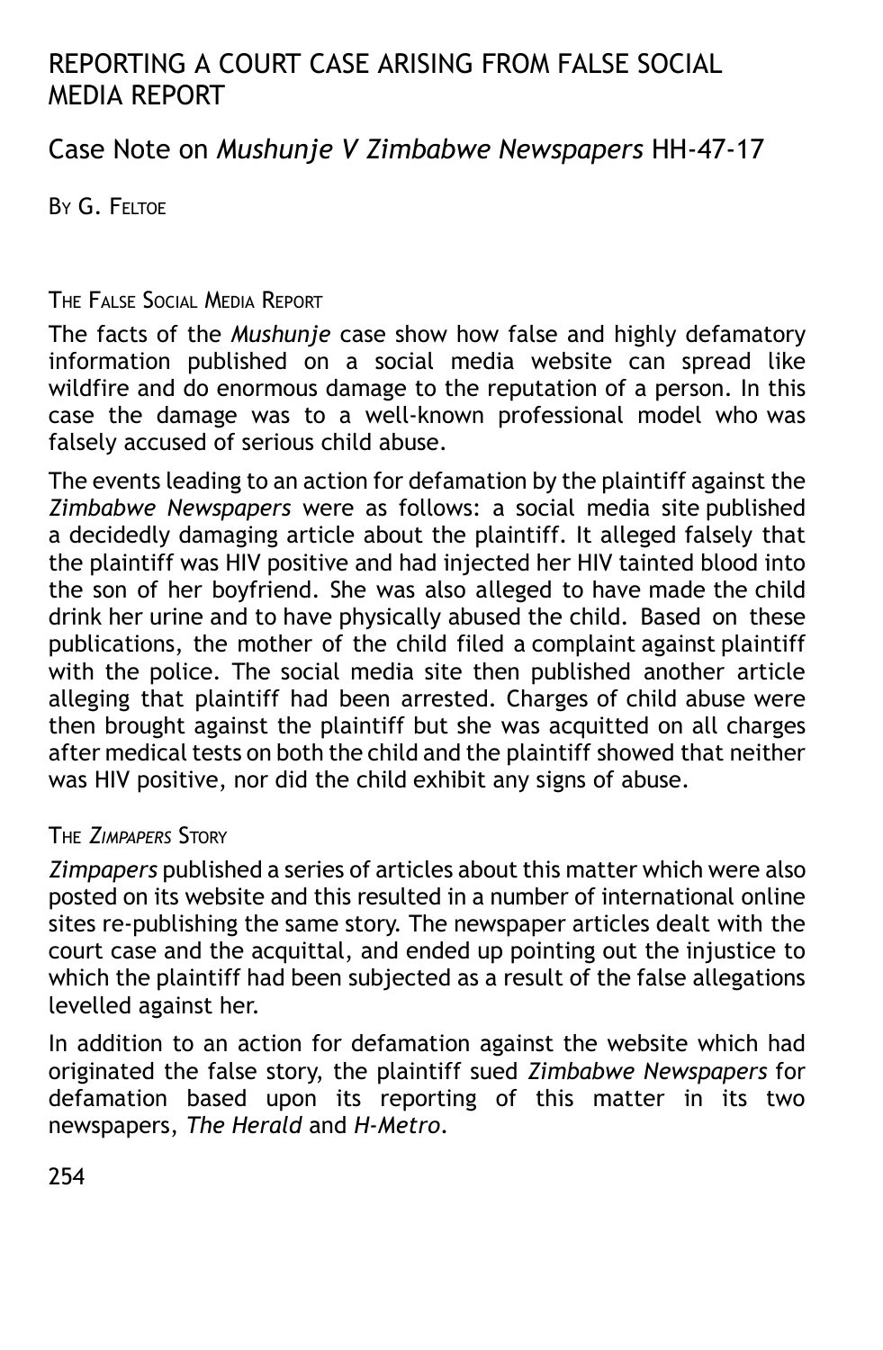# REPORTING A COURT CASE ARISING FROM FALSE SOCIAL MEDIA REPORT

## Case Note on *Mushunje V Zimbabwe Newspapers* HH-47-17

BY G. FELTOE

### THE FALSE SOCIAL MEDIA REPORT

The facts of the *Mushunje* case show how false and highly defamatory information published on a social media website can spread like wildfire and do enormous damage to the reputation of a person. In this case the damage was to a well-known professional model who was falsely accused of serious child abuse.

The events leading to an action for defamation by the plaintiff against the *Zimbabwe Newspapers* were as follows: a social media site published a decidedly damaging article about the plaintiff. It alleged falsely that the plaintiff was HIV positive and had injected her HIV tainted blood into the son of her boyfriend. She was also alleged to have made the child drink her urine and to have physically abused the child. Based on these publications, the mother of the child filed a complaint against plaintiff with the police. The social media site then published another article alleging that plaintiff had been arrested. Charges of child abuse were then brought against the plaintiff but she was acquitted on all charges after medical tests on both the child and the plaintiff showed that neither was HIV positive, nor did the child exhibit any signs of abuse.

### THE *ZIMPAPERS* STORY

*Zimpapers* published a series of articles about this matter which were also posted on its website and this resulted in a number of international online sites re-publishing the same story. The newspaper articles dealt with the court case and the acquittal, and ended up pointing out the injustice to which the plaintiff had been subjected as a result of the false allegations levelled against her.

In addition to an action for defamation against the website which had originated the false story, the plaintiff sued *Zimbabwe Newspapers* for defamation based upon its reporting of this matter in its two newspapers, *The Herald* and *H-Metro*.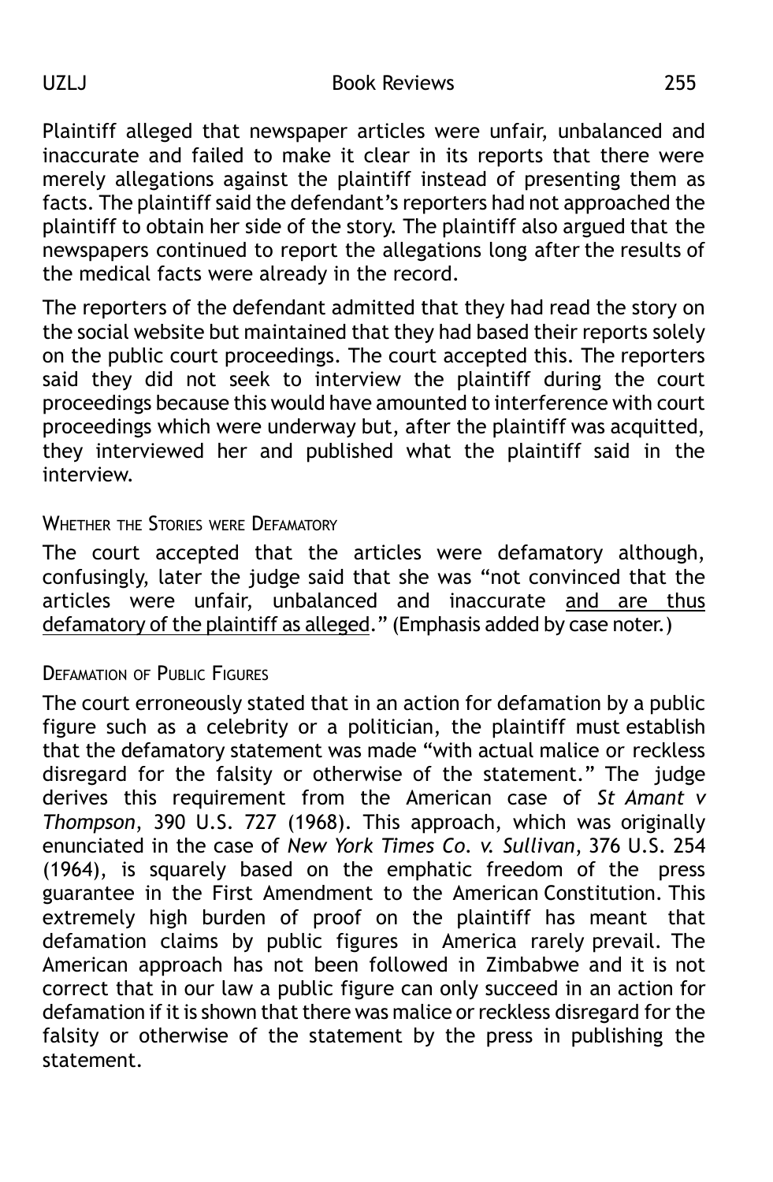Plaintiff alleged that newspaper articles were unfair, unbalanced and inaccurate and failed to make it clear in its reports that there were merely allegations against the plaintiff instead of presenting them as facts. The plaintiff said the defendant's reporters had not approached the plaintiff to obtain her side of the story. The plaintiff also argued that the newspapers continued to report the allegations long after the results of the medical facts were already in the record.

The reporters of the defendant admitted that they had read the story on the social website but maintained that they had based their reports solely on the public court proceedings. The court accepted this. The reporters said they did not seek to interview the plaintiff during the court proceedings because this would have amounted to interference with court proceedings which were underway but, after the plaintiff was acquitted, they interviewed her and published what the plaintiff said in the interview.

### Whether the Stories were Defamatory

The court accepted that the articles were defamatory although, confusingly, later the judge said that she was "not convinced that the articles were unfair, unbalanced and inaccurate <u>and are thus defamatory of the plaintiff as alleged</u>." (Emphasis added by case noter.)

### Defamation of Public Figures

The court erroneously stated that in an action for defamation by a public figure such as a celebrity or a politician, the plaintiff must establish that the defamatory statement was made "with actual malice or reckless disregard for the falsity or otherwise of the statement." The judge derives this requirement from the American case of *St Amant v Thompson*, 390 U.S. 727 (1968). This approach, which was originally enunciated in the case of *New York Times Co. v. Sullivan*, 376 U.S. 254 (1964), is squarely based on the emphatic freedom of the press guarantee in the First Amendment to the American Constitution. This extremely high burden of proof on the plaintiff has meant that defamation claims by public figures in America rarely prevail. The American approach has not been followed in Zimbabwe and it is not correct that in our law a public figure can only succeed in an action for defamation if it is shown that there was malice or reckless disregard for the falsity or otherwise of the statement by the press in publishing the statement.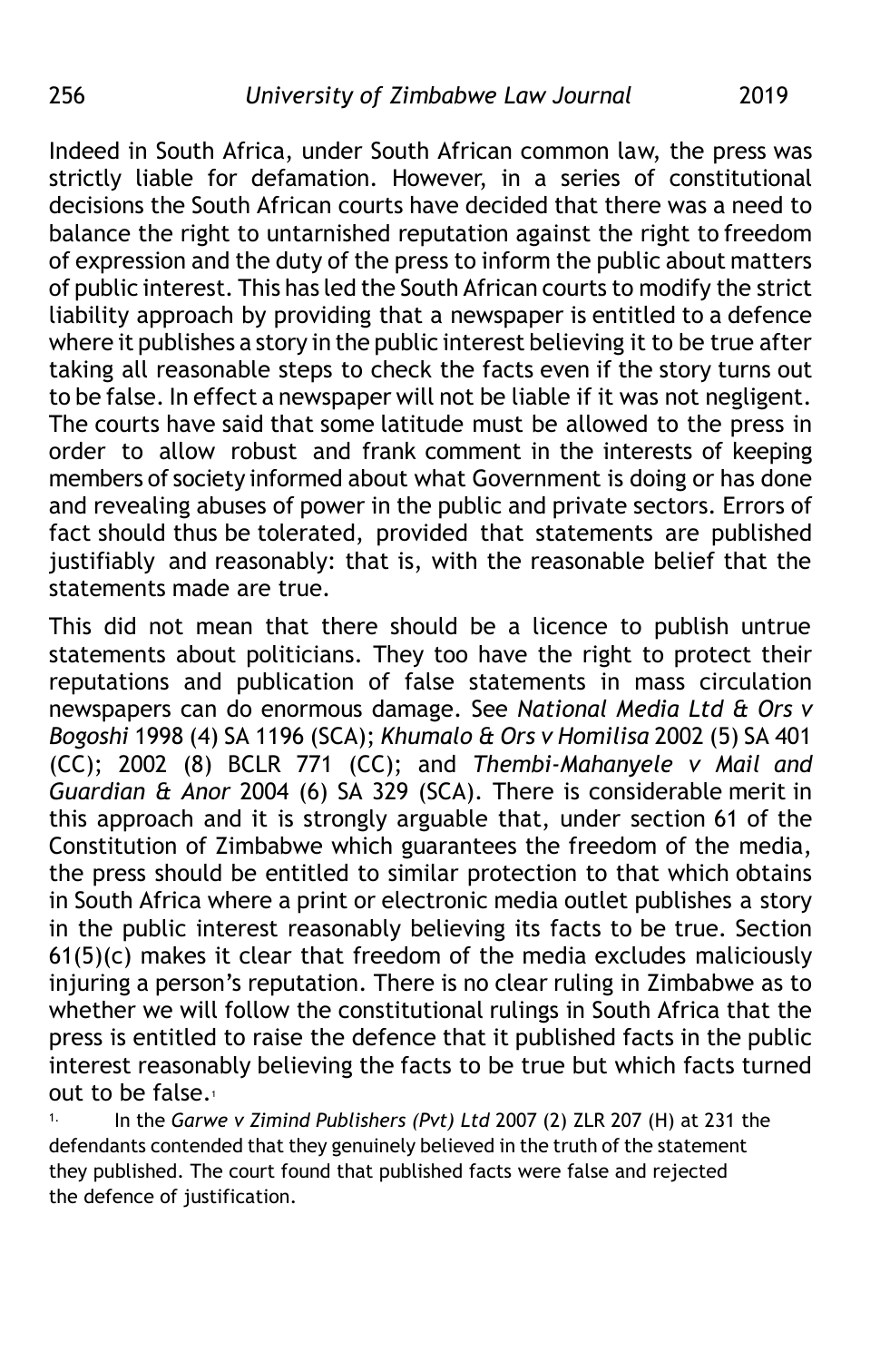Indeed in South Africa, under South African common law, the press was strictly liable for defamation. However, in a series of constitutional decisions the South African courts have decided that there was a need to balance the right to untarnished reputation against the right to freedom of expression and the duty of the press to inform the public about matters of public interest. This has led the South African courts to modify the strict liability approach by providing that a newspaper is entitled to a defence where it publishes a story in the public interest believing it to be true after taking all reasonable steps to check the facts even if the story turns out to be false. In effect a newspaper will not be liable if it was not negligent. The courts have said that some latitude must be allowed to the press in order to allow robust and frank comment in the interests of keeping members of society informed about what Government is doing or has done and revealing abuses of power in the public and private sectors. Errors of fact should thus be tolerated, provided that statements are published justifiably and reasonably: that is, with the reasonable belief that the statements made are true.

This did not mean that there should be a licence to publish untrue statements about politicians. They too have the right to protect their reputations and publication of false statements in mass circulation newspapers can do enormous damage. See *National Media Ltd & Ors v Bogoshi* 1998 (4) SA 1196 (SCA); *Khumalo & Ors v Homilisa* 2002 (5) SA 401 (CC); 2002 (8) BCLR 771 (CC); and *Thembi-Mahanyele v Mail and Guardian & Anor* 2004 (6) SA 329 (SCA). There is considerable merit in this approach and it is strongly arguable that, under section 61 of the Constitution of Zimbabwe which guarantees the freedom of the media, the press should be entitled to similar protection to that which obtains in South Africa where a print or electronic media outlet publishes a story in the public interest reasonably believing its facts to be true. Section 61(5)(c) makes it clear that freedom of the media excludes maliciously injuring a person's reputation. There is no clear ruling in Zimbabwe as to whether we will follow the constitutional rulings in South Africa that the press is entitled to raise the defence that it published facts in the public interest reasonably believing the facts to be true but which facts turned out to be false.[1]

[1] In the *Garwe v Zimind Publishers (Pvt) Ltd* 2007 (2) ZLR 207 (H) at 231 the defendants contended that they genuinely believed in the truth of the statement they published. The court found that published facts were false and rejected the defence of justification.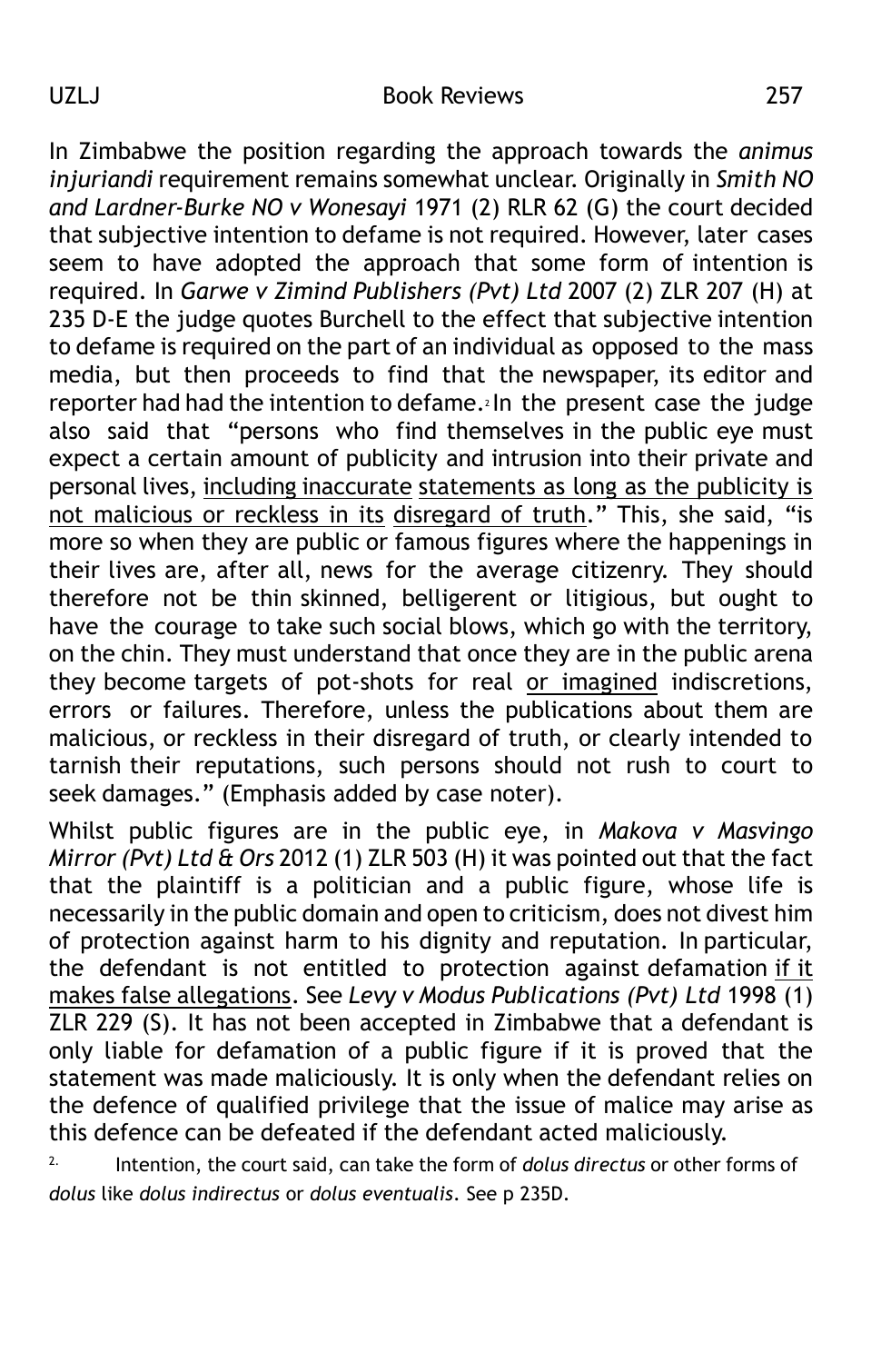In Zimbabwe the position regarding the approach towards the *animus injuriandi* requirement remains somewhat unclear. Originally in *Smith NO and Lardner-Burke NO v Wonesayi* 1971 (2) RLR 62 (G) the court decided that subjective intention to defame is not required. However, later cases seem to have adopted the approach that some form of intention is required. In *Garwe v Zimind Publishers (Pvt) Ltd* 2007 (2) ZLR 207 (H) at 235 D-E the judge quotes Burchell to the effect that subjective intention to defame is required on the part of an individual as opposed to the mass media, but then proceeds to find that the newspaper, its editor and reporter had had the intention to defame.[2] In the present case the judge also said that "persons who find themselves in the public eye must expect a certain amount of publicity and intrusion into their private and personal lives, <u>including inaccurate statements as long as the publicity is not malicious or reckless in its disregard of truth</u>." This, she said, "is more so when they are public or famous figures where the happenings in their lives are, after all, news for the average citizenry. They should therefore not be thin skinned, belligerent or litigious, but ought to have the courage to take such social blows, which go with the territory, on the chin. They must understand that once they are in the public arena they become targets of pot-shots for real <u>or imagined</u> indiscretions, errors or failures. Therefore, unless the publications about them are malicious, or reckless in their disregard of truth, or clearly intended to tarnish their reputations, such persons should not rush to court to seek damages." (Emphasis added by case noter).

Whilst public figures are in the public eye, in *Makova v Masvingo Mirror (Pvt) Ltd & Ors* 2012 (1) ZLR 503 (H) it was pointed out that the fact that the plaintiff is a politician and a public figure, whose life is necessarily in the public domain and open to criticism, does not divest him of protection against harm to his dignity and reputation. In particular, the defendant is not entitled to protection against defamation <u>if it makes false allegations</u>. See *Levy v Modus Publications (Pvt) Ltd* 1998 (1) ZLR 229 (S). It has not been accepted in Zimbabwe that a defendant is only liable for defamation of a public figure if it is proved that the statement was made maliciously. It is only when the defendant relies on the defence of qualified privilege that the issue of malice may arise as this defence can be defeated if the defendant acted maliciously.

[2] Intention, the court said, can take the form of *dolus directus* or other forms of *dolus* like *dolus indirectus* or *dolus eventualis*. See p 235D.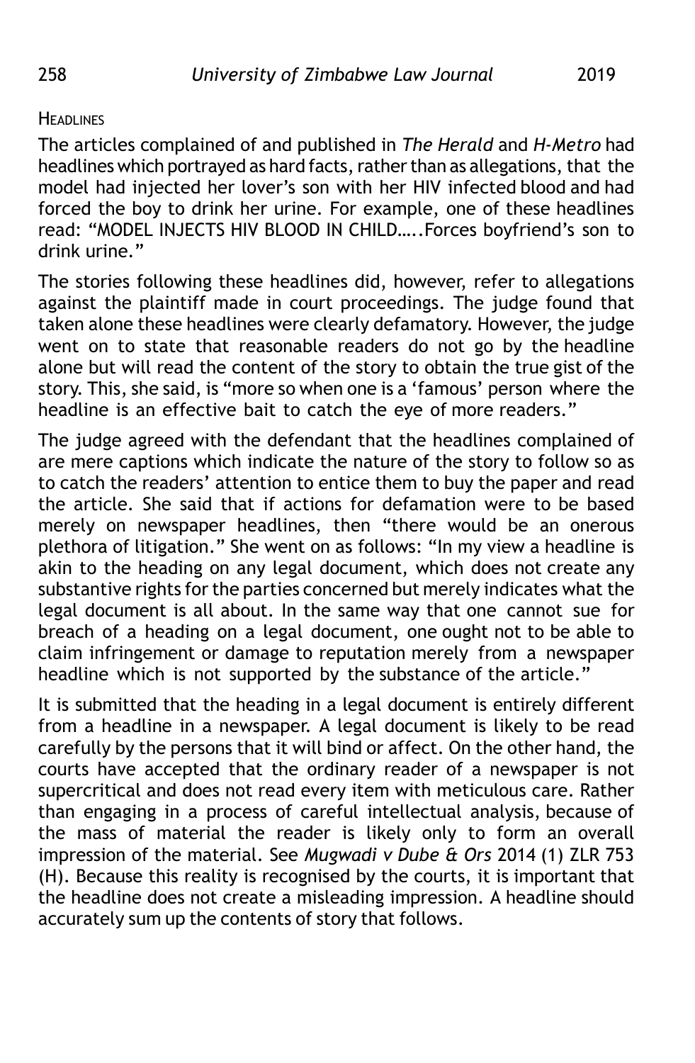### Headlines

The articles complained of and published in *The Herald* and *H-Metro* had headlines which portrayed as hard facts, rather than as allegations, that the model had injected her lover's son with her HIV infected blood and had forced the boy to drink her urine. For example, one of these headlines read: "MODEL INJECTS HIV BLOOD IN CHILD…..Forces boyfriend's son to drink urine."

The stories following these headlines did, however, refer to allegations against the plaintiff made in court proceedings. The judge found that taken alone these headlines were clearly defamatory. However, the judge went on to state that reasonable readers do not go by the headline alone but will read the content of the story to obtain the true gist of the story. This, she said, is "more so when one is a 'famous' person where the headline is an effective bait to catch the eye of more readers."

The judge agreed with the defendant that the headlines complained of are mere captions which indicate the nature of the story to follow so as to catch the readers' attention to entice them to buy the paper and read the article. She said that if actions for defamation were to be based merely on newspaper headlines, then "there would be an onerous plethora of litigation." She went on as follows: "In my view a headline is akin to the heading on any legal document, which does not create any substantive rights for the parties concerned but merely indicates what the legal document is all about. In the same way that one cannot sue for breach of a heading on a legal document, one ought not to be able to claim infringement or damage to reputation merely from a newspaper headline which is not supported by the substance of the article."

It is submitted that the heading in a legal document is entirely different from a headline in a newspaper. A legal document is likely to be read carefully by the persons that it will bind or affect. On the other hand, the courts have accepted that the ordinary reader of a newspaper is not supercritical and does not read every item with meticulous care. Rather than engaging in a process of careful intellectual analysis, because of the mass of material the reader is likely only to form an overall impression of the material. See *Mugwadi v Dube & Ors* 2014 (1) ZLR 753 (H). Because this reality is recognised by the courts, it is important that the headline does not create a misleading impression. A headline should accurately sum up the contents of story that follows.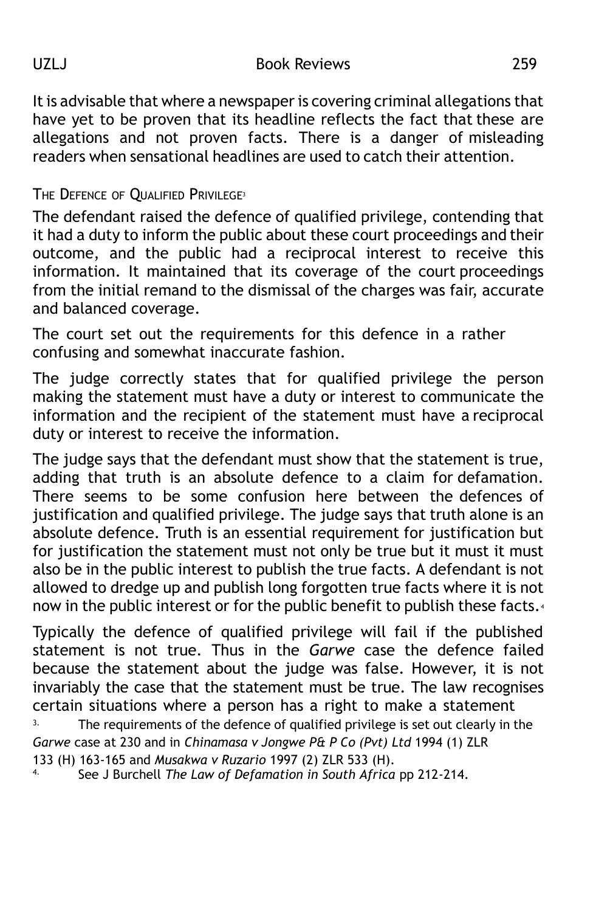It is advisable that where a newspaper is covering criminal allegations that have yet to be proven that its headline reflects the fact that these are allegations and not proven facts. There is a danger of misleading readers when sensational headlines are used to catch their attention.

### The Defence of Qualified Privilege[3]

The defendant raised the defence of qualified privilege, contending that it had a duty to inform the public about these court proceedings and their outcome, and the public had a reciprocal interest to receive this information. It maintained that its coverage of the court proceedings from the initial remand to the dismissal of the charges was fair, accurate and balanced coverage.

The court set out the requirements for this defence in a rather confusing and somewhat inaccurate fashion.

The judge correctly states that for qualified privilege the person making the statement must have a duty or interest to communicate the information and the recipient of the statement must have a reciprocal duty or interest to receive the information.

The judge says that the defendant must show that the statement is true, adding that truth is an absolute defence to a claim for defamation. There seems to be some confusion here between the defences of justification and qualified privilege. The judge says that truth alone is an absolute defence. Truth is an essential requirement for justification but for justification the statement must not only be true but it must it must also be in the public interest to publish the true facts. A defendant is not allowed to dredge up and publish long forgotten true facts where it is not now in the public interest or for the public benefit to publish these facts.[4]

Typically the defence of qualified privilege will fail if the published statement is not true. Thus in the *Garwe* case the defence failed because the statement about the judge was false. However, it is not invariably the case that the statement must be true. The law recognises certain situations where a person has a right to make a statement

[3] The requirements of the defence of qualified privilege is set out clearly in the *Garwe* case at 230 and in *Chinamasa v Jongwe P& P Co (Pvt) Ltd* 1994 (1) ZLR 133 (H) 163-165 and *Musakwa v Ruzario* 1997 (2) ZLR 533 (H).

[4] See J Burchell *The Law of Defamation in South Africa* pp 212-214.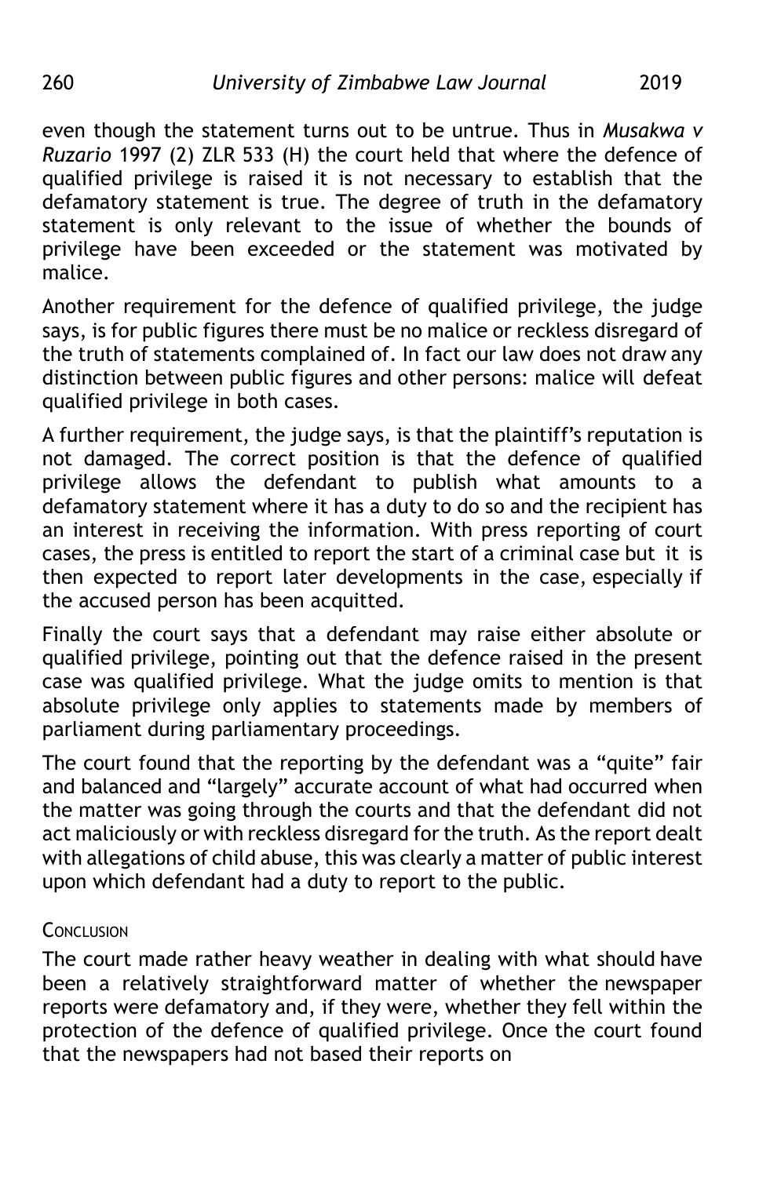even though the statement turns out to be untrue. Thus in *Musakwa v Ruzario* 1997 (2) ZLR 533 (H) the court held that where the defence of qualified privilege is raised it is not necessary to establish that the defamatory statement is true. The degree of truth in the defamatory statement is only relevant to the issue of whether the bounds of privilege have been exceeded or the statement was motivated by malice.

Another requirement for the defence of qualified privilege, the judge says, is for public figures there must be no malice or reckless disregard of the truth of statements complained of. In fact our law does not draw any distinction between public figures and other persons: malice will defeat qualified privilege in both cases.

A further requirement, the judge says, is that the plaintiff's reputation is not damaged. The correct position is that the defence of qualified privilege allows the defendant to publish what amounts to a defamatory statement where it has a duty to do so and the recipient has an interest in receiving the information. With press reporting of court cases, the press is entitled to report the start of a criminal case but it is then expected to report later developments in the case, especially if the accused person has been acquitted.

Finally the court says that a defendant may raise either absolute or qualified privilege, pointing out that the defence raised in the present case was qualified privilege. What the judge omits to mention is that absolute privilege only applies to statements made by members of parliament during parliamentary proceedings.

The court found that the reporting by the defendant was a "quite" fair and balanced and "largely" accurate account of what had occurred when the matter was going through the courts and that the defendant did not act maliciously or with reckless disregard for the truth. As the report dealt with allegations of child abuse, this was clearly a matter of public interest upon which defendant had a duty to report to the public.

## Conclusion

The court made rather heavy weather in dealing with what should have been a relatively straightforward matter of whether the newspaper reports were defamatory and, if they were, whether they fell within the protection of the defence of qualified privilege. Once the court found that the newspapers had not based their reports on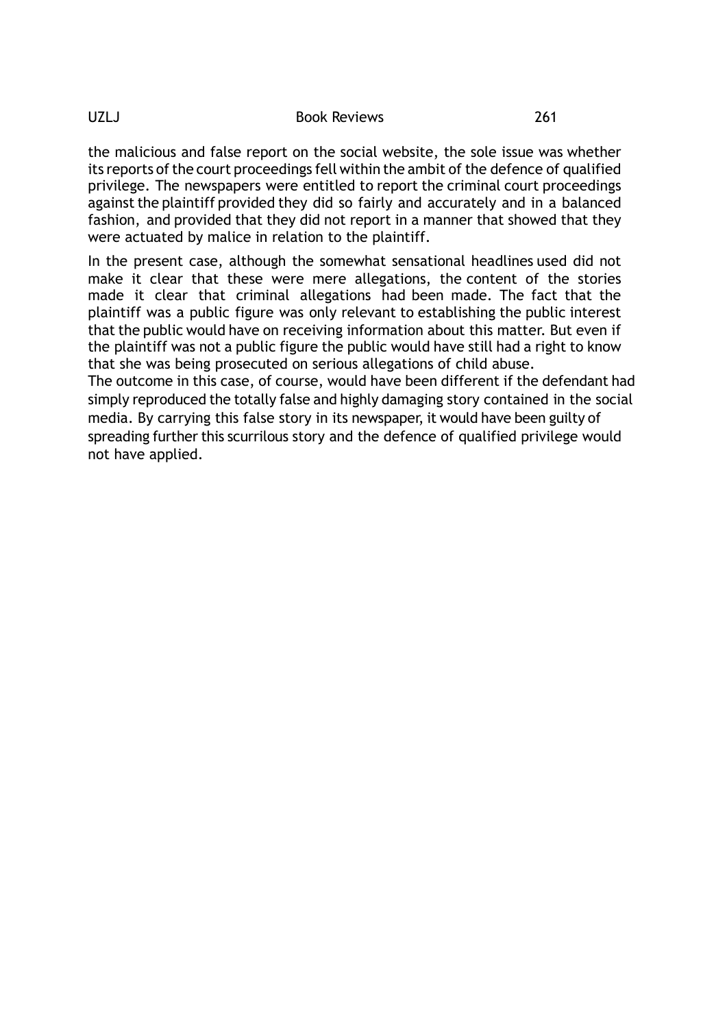the malicious and false report on the social website, the sole issue was whether its reports of the court proceedings fell within the ambit of the defence of qualified privilege. The newspapers were entitled to report the criminal court proceedings against the plaintiff provided they did so fairly and accurately and in a balanced fashion, and provided that they did not report in a manner that showed that they were actuated by malice in relation to the plaintiff.

In the present case, although the somewhat sensational headlines used did not make it clear that these were mere allegations, the content of the stories made it clear that criminal allegations had been made. The fact that the plaintiff was a public figure was only relevant to establishing the public interest that the public would have on receiving information about this matter. But even if the plaintiff was not a public figure the public would have still had a right to know that she was being prosecuted on serious allegations of child abuse.

The outcome in this case, of course, would have been different if the defendant had simply reproduced the totally false and highly damaging story contained in the social media. By carrying this false story in its newspaper, it would have been guilty of spreading further this scurrilous story and the defence of qualified privilege would not have applied.